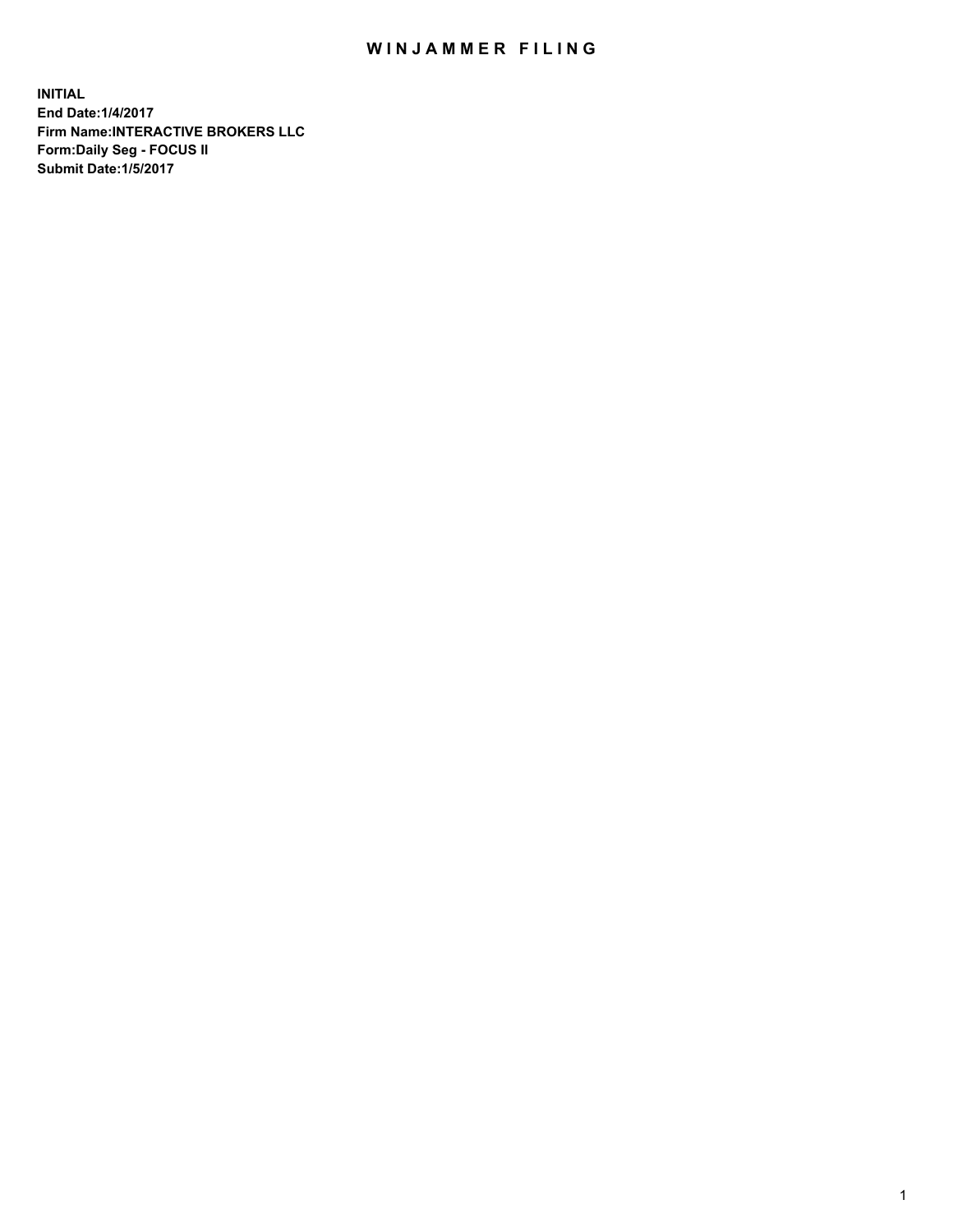# WINJAMMER FILING

**INITIAL**
**End Date:1/4/2017**
**Firm Name:INTERACTIVE BROKERS LLC**
**Form:Daily Seg - FOCUS II**
**Submit Date:1/5/2017**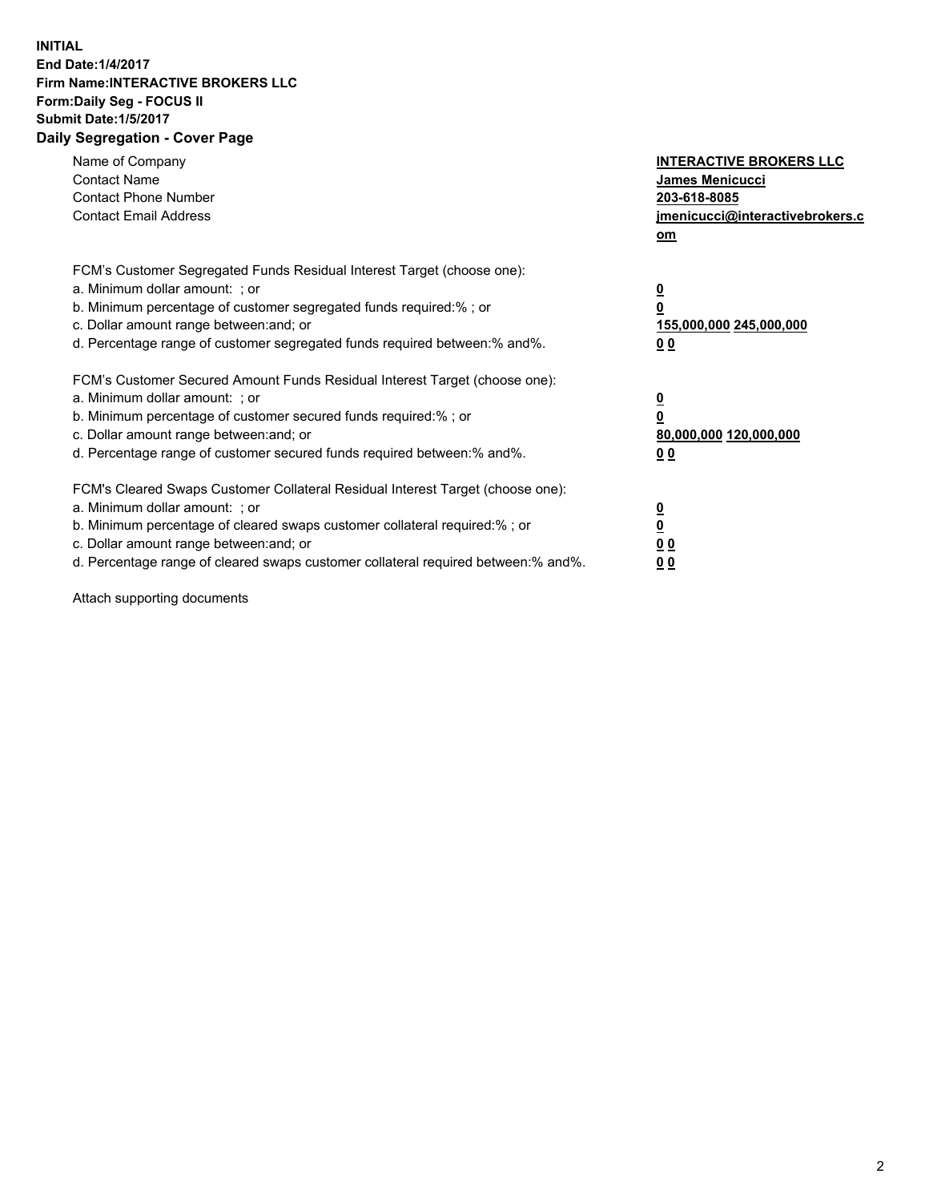**INITIAL**
**End Date:1/4/2017**
**Firm Name:INTERACTIVE BROKERS LLC**
**Form:Daily Seg - FOCUS II**
**Submit Date:1/5/2017**
**Daily Segregation - Cover Page**

| | |
|---|---|
| Name of Company | **INTERACTIVE BROKERS LLC** |
| Contact Name | **James Menicucci** |
| Contact Phone Number | **203-618-8085** |
| Contact Email Address | **jmenicucci@interactivebrokers.com** |

| | |
|---|---|
| FCM's Customer Segregated Funds Residual Interest Target (choose one): | |
| a. Minimum dollar amount: ; or | **0** |
| b. Minimum percentage of customer segregated funds required:% ; or | **0** |
| c. Dollar amount range between:and; or | **155,000,000 245,000,000** |
| d. Percentage range of customer segregated funds required between:% and%. | **0 0** |

| | |
|---|---|
| FCM's Customer Secured Amount Funds Residual Interest Target (choose one): | |
| a. Minimum dollar amount: ; or | **0** |
| b. Minimum percentage of customer secured funds required:% ; or | **0** |
| c. Dollar amount range between:and; or | **80,000,000 120,000,000** |
| d. Percentage range of customer secured funds required between:% and%. | **0 0** |

| | |
|---|---|
| FCM's Cleared Swaps Customer Collateral Residual Interest Target (choose one): | |
| a. Minimum dollar amount: ; or | **0** |
| b. Minimum percentage of cleared swaps customer collateral required:% ; or | **0** |
| c. Dollar amount range between:and; or | **0 0** |
| d. Percentage range of cleared swaps customer collateral required between:% and%. | **0 0** |

Attach supporting documents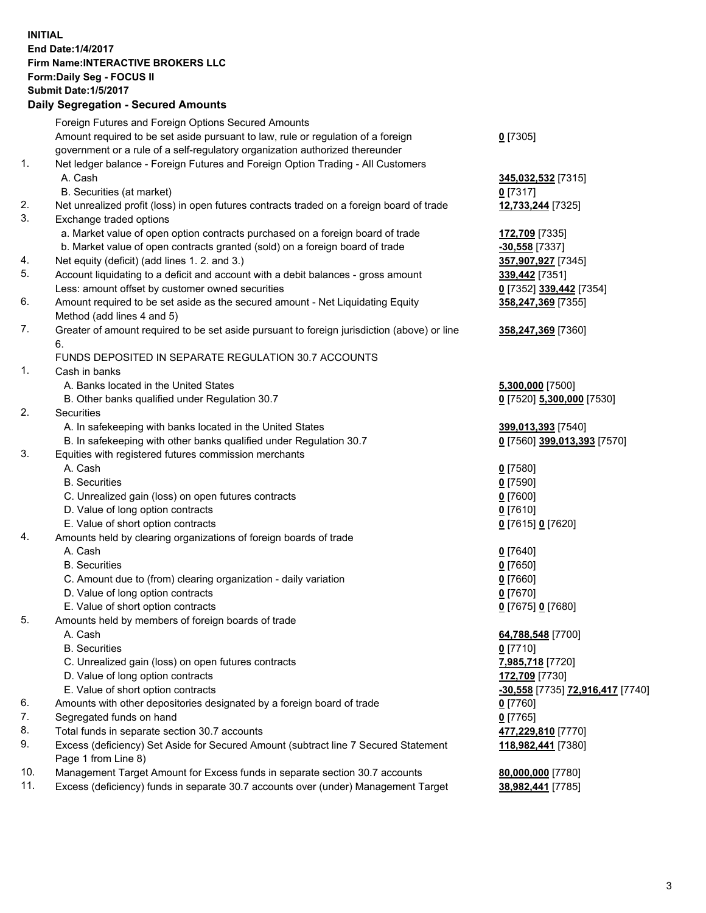**INITIAL**
**End Date:1/4/2017**
**Firm Name:INTERACTIVE BROKERS LLC**
**Form:Daily Seg - FOCUS II**
**Submit Date:1/5/2017**

**Daily Segregation - Secured Amounts**

| | | |
|---|---|---|
| | Foreign Futures and Foreign Options Secured Amounts | |
| | Amount required to be set aside pursuant to law, rule or regulation of a foreign government or a rule of a self-regulatory organization authorized thereunder | **0** [7305] |
| 1. | Net ledger balance - Foreign Futures and Foreign Option Trading - All Customers | |
| | A. Cash | **345,032,532** [7315] |
| | B. Securities (at market) | **0** [7317] |
| 2. | Net unrealized profit (loss) in open futures contracts traded on a foreign board of trade | **12,733,244** [7325] |
| 3. | Exchange traded options | |
| | a. Market value of open option contracts purchased on a foreign board of trade | **172,709** [7335] |
| | b. Market value of open contracts granted (sold) on a foreign board of trade | **-30,558** [7337] |
| 4. | Net equity (deficit) (add lines 1. 2. and 3.) | **357,907,927** [7345] |
| 5. | Account liquidating to a deficit and account with a debit balances - gross amount | **339,442** [7351] |
| | Less: amount offset by customer owned securities | **0** [7352] **339,442** [7354] |
| 6. | Amount required to be set aside as the secured amount - Net Liquidating Equity Method (add lines 4 and 5) | **358,247,369** [7355] |
| 7. | Greater of amount required to be set aside pursuant to foreign jurisdiction (above) or line 6. | **358,247,369** [7360] |
| | FUNDS DEPOSITED IN SEPARATE REGULATION 30.7 ACCOUNTS | |
| 1. | Cash in banks | |
| | A. Banks located in the United States | **5,300,000** [7500] |
| | B. Other banks qualified under Regulation 30.7 | **0** [7520] **5,300,000** [7530] |
| 2. | Securities | |
| | A. In safekeeping with banks located in the United States | **399,013,393** [7540] |
| | B. In safekeeping with other banks qualified under Regulation 30.7 | **0** [7560] **399,013,393** [7570] |
| 3. | Equities with registered futures commission merchants | |
| | A. Cash | **0** [7580] |
| | B. Securities | **0** [7590] |
| | C. Unrealized gain (loss) on open futures contracts | **0** [7600] |
| | D. Value of long option contracts | **0** [7610] |
| | E. Value of short option contracts | **0** [7615] **0** [7620] |
| 4. | Amounts held by clearing organizations of foreign boards of trade | |
| | A. Cash | **0** [7640] |
| | B. Securities | **0** [7650] |
| | C. Amount due to (from) clearing organization - daily variation | **0** [7660] |
| | D. Value of long option contracts | **0** [7670] |
| | E. Value of short option contracts | **0** [7675] **0** [7680] |
| 5. | Amounts held by members of foreign boards of trade | |
| | A. Cash | **64,788,548** [7700] |
| | B. Securities | **0** [7710] |
| | C. Unrealized gain (loss) on open futures contracts | **7,985,718** [7720] |
| | D. Value of long option contracts | **172,709** [7730] |
| | E. Value of short option contracts | **-30,558** [7735] **72,916,417** [7740] |
| 6. | Amounts with other depositories designated by a foreign board of trade | **0** [7760] |
| 7. | Segregated funds on hand | **0** [7765] |
| 8. | Total funds in separate section 30.7 accounts | **477,229,810** [7770] |
| 9. | Excess (deficiency) Set Aside for Secured Amount (subtract line 7 Secured Statement Page 1 from Line 8) | **118,982,441** [7380] |
| 10. | Management Target Amount for Excess funds in separate section 30.7 accounts | **80,000,000** [7780] |
| 11. | Excess (deficiency) funds in separate 30.7 accounts over (under) Management Target | **38,982,441** [7785] |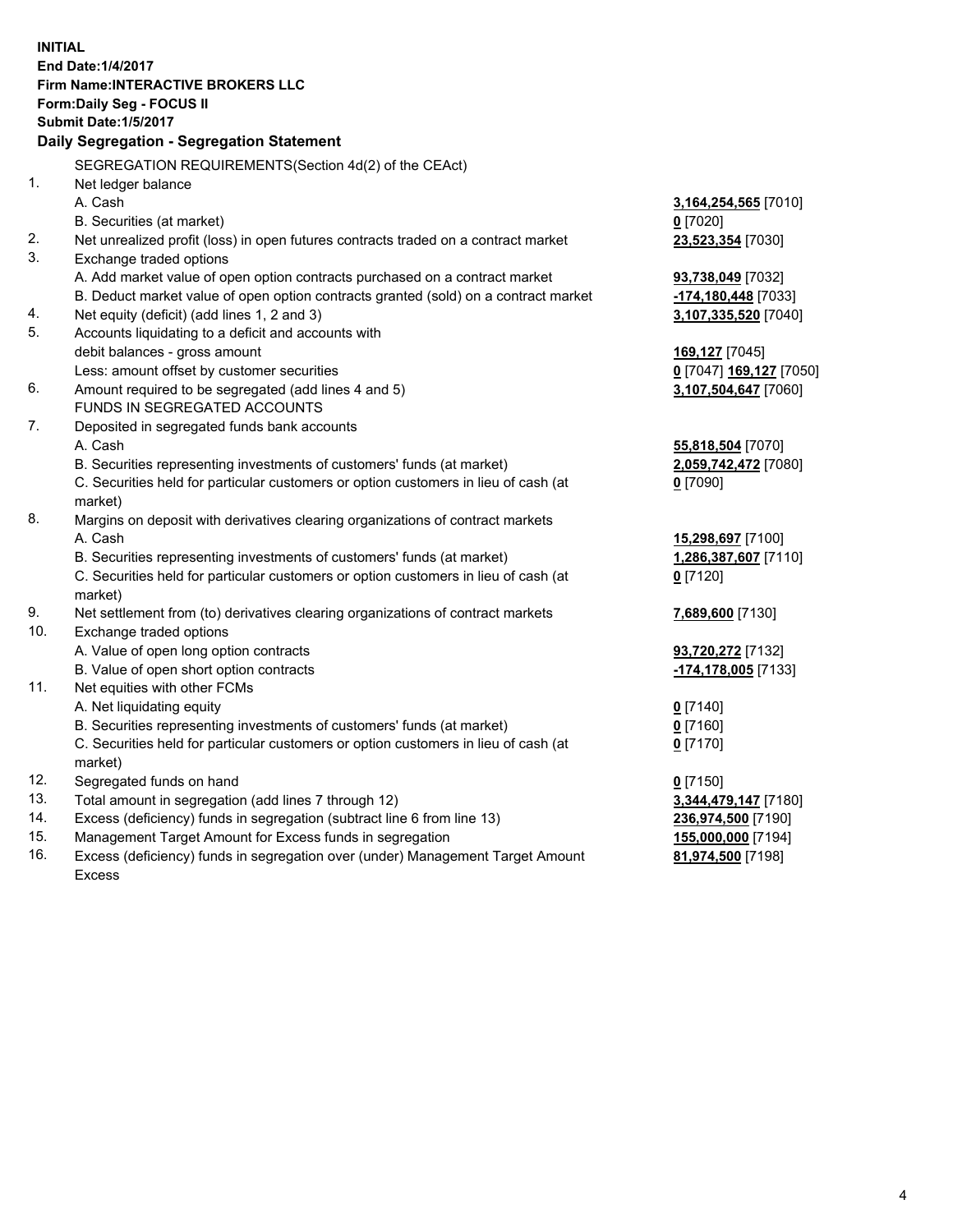**INITIAL**
**End Date:1/4/2017**
**Firm Name:INTERACTIVE BROKERS LLC**
**Form:Daily Seg - FOCUS II**
**Submit Date:1/5/2017**

## Daily Segregation - Segregation Statement

| | | |
|---|---|---|
| | SEGREGATION REQUIREMENTS(Section 4d(2) of the CEAct) | |
| 1. | Net ledger balance | |
| | A. Cash | **3,164,254,565** [7010] |
| | B. Securities (at market) | **0** [7020] |
| 2. | Net unrealized profit (loss) in open futures contracts traded on a contract market | **23,523,354** [7030] |
| 3. | Exchange traded options | |
| | A. Add market value of open option contracts purchased on a contract market | **93,738,049** [7032] |
| | B. Deduct market value of open option contracts granted (sold) on a contract market | **-174,180,448** [7033] |
| 4. | Net equity (deficit) (add lines 1, 2 and 3) | **3,107,335,520** [7040] |
| 5. | Accounts liquidating to a deficit and accounts with | |
| | debit balances - gross amount | **169,127** [7045] |
| | Less: amount offset by customer securities | **0** [7047] **169,127** [7050] |
| 6. | Amount required to be segregated (add lines 4 and 5) | **3,107,504,647** [7060] |
| | FUNDS IN SEGREGATED ACCOUNTS | |
| 7. | Deposited in segregated funds bank accounts | |
| | A. Cash | **55,818,504** [7070] |
| | B. Securities representing investments of customers' funds (at market) | **2,059,742,472** [7080] |
| | C. Securities held for particular customers or option customers in lieu of cash (at market) | **0** [7090] |
| 8. | Margins on deposit with derivatives clearing organizations of contract markets | |
| | A. Cash | **15,298,697** [7100] |
| | B. Securities representing investments of customers' funds (at market) | **1,286,387,607** [7110] |
| | C. Securities held for particular customers or option customers in lieu of cash (at market) | **0** [7120] |
| 9. | Net settlement from (to) derivatives clearing organizations of contract markets | **7,689,600** [7130] |
| 10. | Exchange traded options | |
| | A. Value of open long option contracts | **93,720,272** [7132] |
| | B. Value of open short option contracts | **-174,178,005** [7133] |
| 11. | Net equities with other FCMs | |
| | A. Net liquidating equity | **0** [7140] |
| | B. Securities representing investments of customers' funds (at market) | **0** [7160] |
| | C. Securities held for particular customers or option customers in lieu of cash (at market) | **0** [7170] |
| 12. | Segregated funds on hand | **0** [7150] |
| 13. | Total amount in segregation (add lines 7 through 12) | **3,344,479,147** [7180] |
| 14. | Excess (deficiency) funds in segregation (subtract line 6 from line 13) | **236,974,500** [7190] |
| 15. | Management Target Amount for Excess funds in segregation | **155,000,000** [7194] |
| 16. | Excess (deficiency) funds in segregation over (under) Management Target Amount Excess | **81,974,500** [7198] |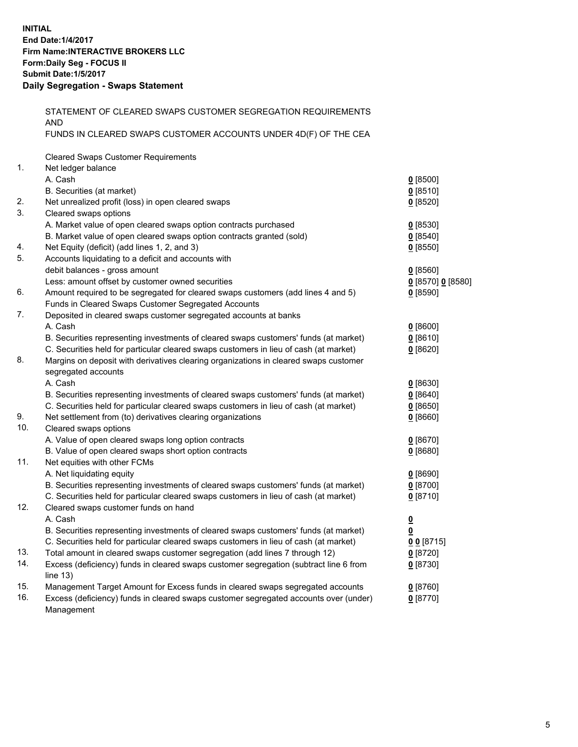**INITIAL**
**End Date:1/4/2017**
**Firm Name:INTERACTIVE BROKERS LLC**
**Form:Daily Seg - FOCUS II**
**Submit Date:1/5/2017**
**Daily Segregation - Swaps Statement**

STATEMENT OF CLEARED SWAPS CUSTOMER SEGREGATION REQUIREMENTS AND FUNDS IN CLEARED SWAPS CUSTOMER ACCOUNTS UNDER 4D(F) OF THE CEA

| | | |
|---|---|---|
| | Cleared Swaps Customer Requirements | |
| 1. | Net ledger balance | |
| | A. Cash | 0 [8500] |
| | B. Securities (at market) | 0 [8510] |
| 2. | Net unrealized profit (loss) in open cleared swaps | 0 [8520] |
| 3. | Cleared swaps options | |
| | A. Market value of open cleared swaps option contracts purchased | 0 [8530] |
| | B. Market value of open cleared swaps option contracts granted (sold) | 0 [8540] |
| 4. | Net Equity (deficit) (add lines 1, 2, and 3) | 0 [8550] |
| 5. | Accounts liquidating to a deficit and accounts with debit balances - gross amount | 0 [8560] |
| | Less: amount offset by customer owned securities | 0 [8570] 0 [8580] |
| 6. | Amount required to be segregated for cleared swaps customers (add lines 4 and 5) | 0 [8590] |
| | Funds in Cleared Swaps Customer Segregated Accounts | |
| 7. | Deposited in cleared swaps customer segregated accounts at banks | |
| | A. Cash | 0 [8600] |
| | B. Securities representing investments of cleared swaps customers' funds (at market) | 0 [8610] |
| | C. Securities held for particular cleared swaps customers in lieu of cash (at market) | 0 [8620] |
| 8. | Margins on deposit with derivatives clearing organizations in cleared swaps customer segregated accounts | |
| | A. Cash | 0 [8630] |
| | B. Securities representing investments of cleared swaps customers' funds (at market) | 0 [8640] |
| | C. Securities held for particular cleared swaps customers in lieu of cash (at market) | 0 [8650] |
| 9. | Net settlement from (to) derivatives clearing organizations | 0 [8660] |
| 10. | Cleared swaps options | |
| | A. Value of open cleared swaps long option contracts | 0 [8670] |
| | B. Value of open cleared swaps short option contracts | 0 [8680] |
| 11. | Net equities with other FCMs | |
| | A. Net liquidating equity | 0 [8690] |
| | B. Securities representing investments of cleared swaps customers' funds (at market) | 0 [8700] |
| | C. Securities held for particular cleared swaps customers in lieu of cash (at market) | 0 [8710] |
| 12. | Cleared swaps customer funds on hand | |
| | A. Cash | 0 |
| | B. Securities representing investments of cleared swaps customers' funds (at market) | 0 |
| | C. Securities held for particular cleared swaps customers in lieu of cash (at market) | 0 0 [8715] |
| 13. | Total amount in cleared swaps customer segregation (add lines 7 through 12) | 0 [8720] |
| 14. | Excess (deficiency) funds in cleared swaps customer segregation (subtract line 6 from line 13) | 0 [8730] |
| 15. | Management Target Amount for Excess funds in cleared swaps segregated accounts | 0 [8760] |
| 16. | Excess (deficiency) funds in cleared swaps customer segregated accounts over (under) Management | 0 [8770] |